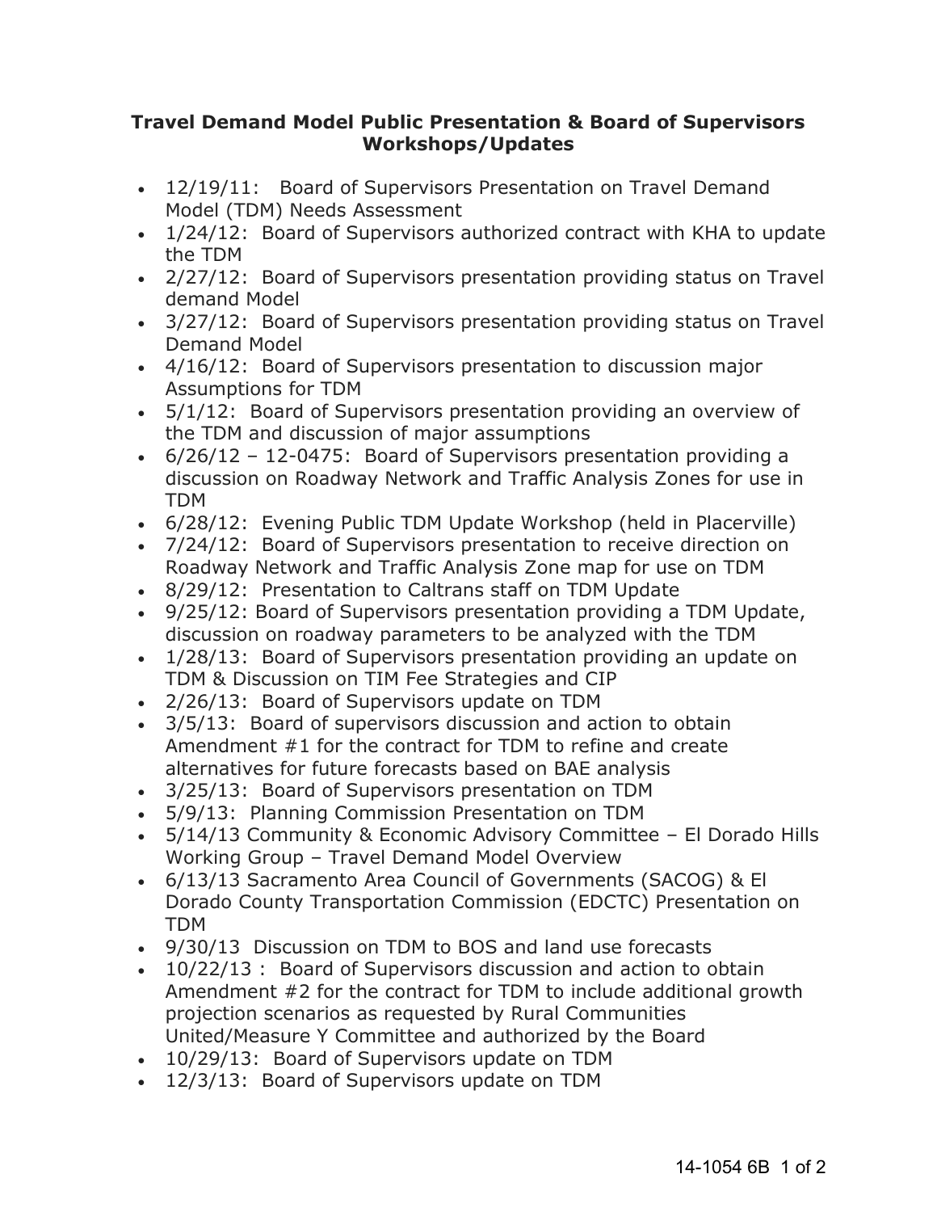# Travel Demand Model Public Presentation & Board of Supervisors Workshops/Updates

- 12/19/11: Board of Supervisors Presentation on Travel Demand Model (TDM) Needs Assessment
- 1/24/12: Board of Supervisors authorized contract with KHA to update the TDM
- 2/27/12: Board of Supervisors presentation providing status on Travel demand Model
- 3/27/12: Board of Supervisors presentation providing status on Travel Demand Model
- 4/16/12: Board of Supervisors presentation to discussion major Assumptions for TDM
- 5/1/12: Board of Supervisors presentation providing an overview of the TDM and discussion of major assumptions
- 6/26/12 – 12-0475: Board of Supervisors presentation providing a discussion on Roadway Network and Traffic Analysis Zones for use in TDM
- 6/28/12: Evening Public TDM Update Workshop (held in Placerville)
- 7/24/12: Board of Supervisors presentation to receive direction on Roadway Network and Traffic Analysis Zone map for use on TDM
- 8/29/12: Presentation to Caltrans staff on TDM Update
- 9/25/12: Board of Supervisors presentation providing a TDM Update, discussion on roadway parameters to be analyzed with the TDM
- 1/28/13: Board of Supervisors presentation providing an update on TDM & Discussion on TIM Fee Strategies and CIP
- 2/26/13: Board of Supervisors update on TDM
- 3/5/13: Board of supervisors discussion and action to obtain Amendment #1 for the contract for TDM to refine and create alternatives for future forecasts based on BAE analysis
- 3/25/13: Board of Supervisors presentation on TDM
- 5/9/13: Planning Commission Presentation on TDM
- 5/14/13 Community & Economic Advisory Committee – El Dorado Hills Working Group – Travel Demand Model Overview
- 6/13/13 Sacramento Area Council of Governments (SACOG) & El Dorado County Transportation Commission (EDCTC) Presentation on TDM
- 9/30/13 Discussion on TDM to BOS and land use forecasts
- 10/22/13 : Board of Supervisors discussion and action to obtain Amendment #2 for the contract for TDM to include additional growth projection scenarios as requested by Rural Communities United/Measure Y Committee and authorized by the Board
- 10/29/13: Board of Supervisors update on TDM
- 12/3/13: Board of Supervisors update on TDM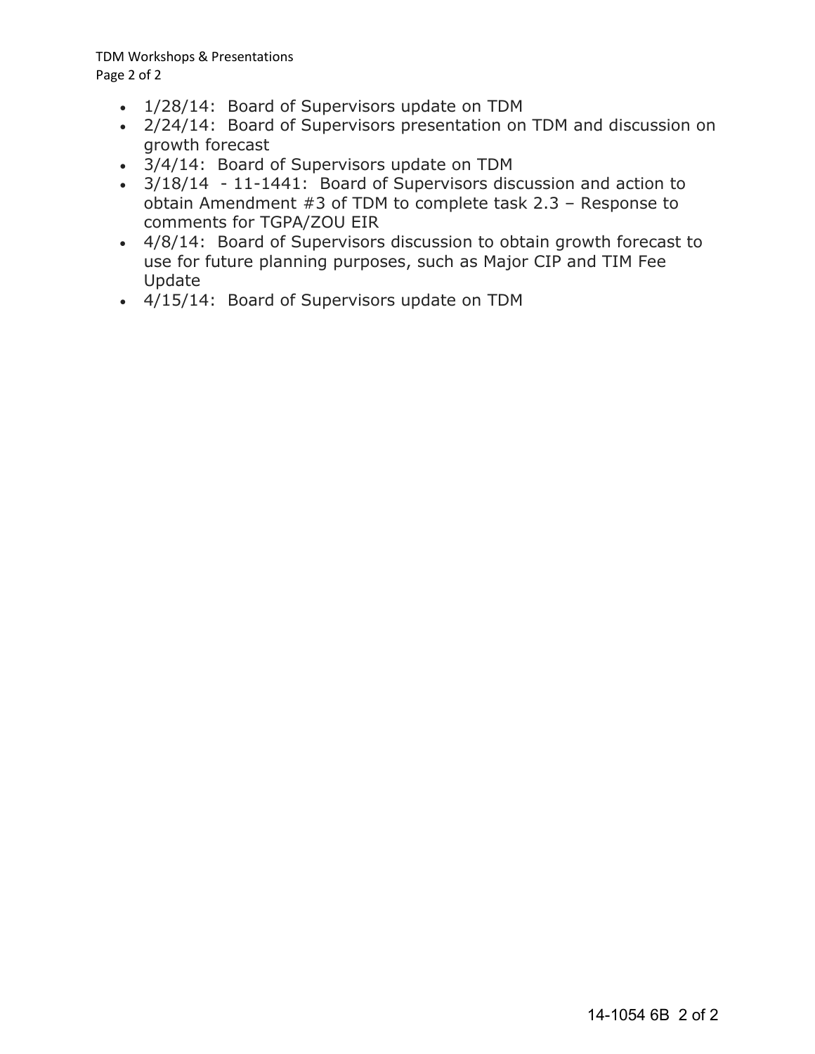- 1/28/14: Board of Supervisors update on TDM
- 2/24/14: Board of Supervisors presentation on TDM and discussion on growth forecast
- 3/4/14: Board of Supervisors update on TDM
- 3/18/14 - 11-1441: Board of Supervisors discussion and action to obtain Amendment #3 of TDM to complete task 2.3 – Response to comments for TGPA/ZOU EIR
- 4/8/14: Board of Supervisors discussion to obtain growth forecast to use for future planning purposes, such as Major CIP and TIM Fee Update
- 4/15/14: Board of Supervisors update on TDM